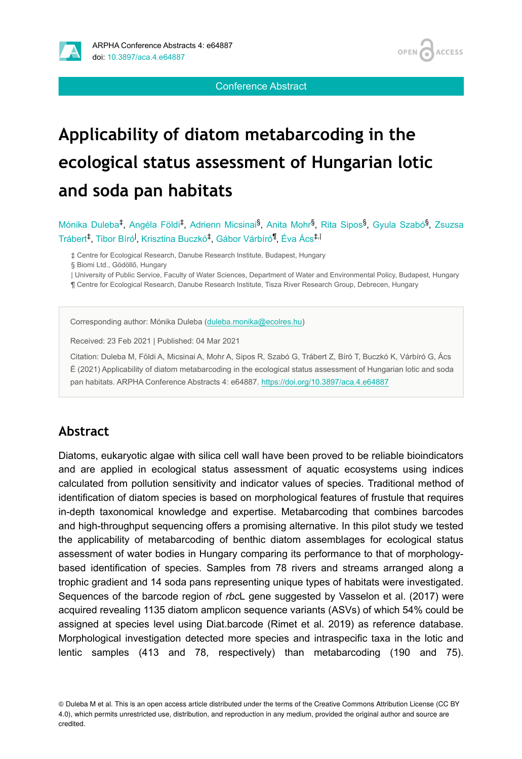Conference Abstract

# Applicability of diatom metabarcoding in the ecological status assessment of Hungarian lotic and soda pan habitats

Mónika Duleba[‡], Angéla Földi[‡], Adrienn Micsinai[§], Anita Mohr[§], Rita Sipos[§], Gyula Szabó[§], Zsuzsa Trábert[‡], Tibor Bíró[|], Krisztina Buczkó[‡], Gábor Várbíró[¶], Éva Ács[‡,|]

‡ Centre for Ecological Research, Danube Research Institute, Budapest, Hungary
§ Biomi Ltd., Gödöllő, Hungary
| University of Public Service, Faculty of Water Sciences, Department of Water and Environmental Policy, Budapest, Hungary
¶ Centre for Ecological Research, Danube Research Institute, Tisza River Research Group, Debrecen, Hungary

Corresponding author: Mónika Duleba (duleba.monika@ecolres.hu)

Received: 23 Feb 2021 | Published: 04 Mar 2021

Citation: Duleba M, Földi A, Micsinai A, Mohr A, Sipos R, Szabó G, Trábert Z, Bíró T, Buczkó K, Várbíró G, Ács É (2021) Applicability of diatom metabarcoding in the ecological status assessment of Hungarian lotic and soda pan habitats. ARPHA Conference Abstracts 4: e64887. https://doi.org/10.3897/aca.4.e64887

## Abstract

Diatoms, eukaryotic algae with silica cell wall have been proved to be reliable bioindicators and are applied in ecological status assessment of aquatic ecosystems using indices calculated from pollution sensitivity and indicator values of species. Traditional method of identification of diatom species is based on morphological features of frustule that requires in-depth taxonomical knowledge and expertise. Metabarcoding that combines barcodes and high-throughput sequencing offers a promising alternative. In this pilot study we tested the applicability of metabarcoding of benthic diatom assemblages for ecological status assessment of water bodies in Hungary comparing its performance to that of morphology-based identification of species. Samples from 78 rivers and streams arranged along a trophic gradient and 14 soda pans representing unique types of habitats were investigated. Sequences of the barcode region of *rbc*L gene suggested by Vasselon et al. (2017) were acquired revealing 1135 diatom amplicon sequence variants (ASVs) of which 54% could be assigned at species level using Diat.barcode (Rimet et al. 2019) as reference database. Morphological investigation detected more species and intraspecific taxa in the lotic and lentic samples (413 and 78, respectively) than metabarcoding (190 and 75).

© Duleba M et al. This is an open access article distributed under the terms of the Creative Commons Attribution License (CC BY 4.0), which permits unrestricted use, distribution, and reproduction in any medium, provided the original author and source are credited.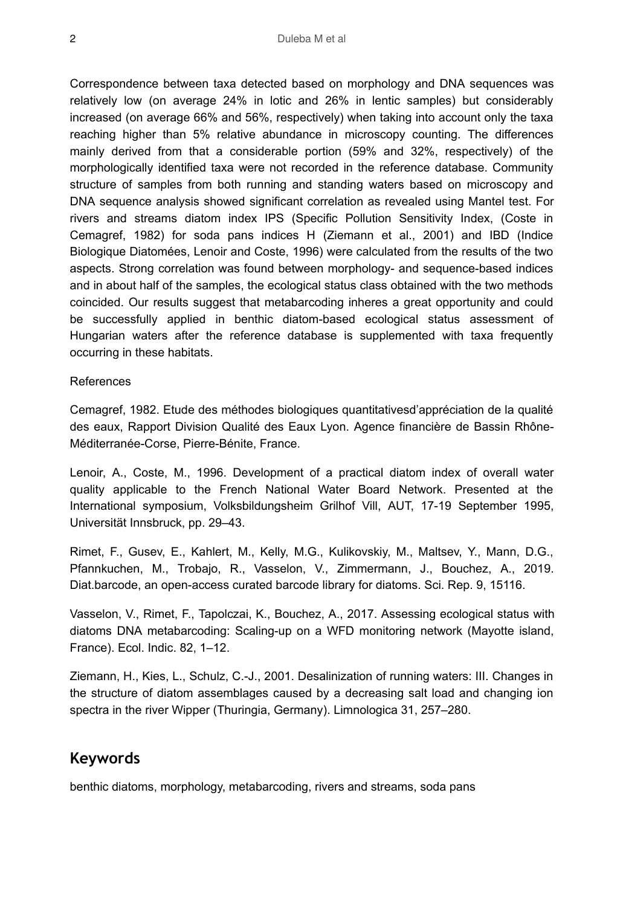Correspondence between taxa detected based on morphology and DNA sequences was relatively low (on average 24% in lotic and 26% in lentic samples) but considerably increased (on average 66% and 56%, respectively) when taking into account only the taxa reaching higher than 5% relative abundance in microscopy counting. The differences mainly derived from that a considerable portion (59% and 32%, respectively) of the morphologically identified taxa were not recorded in the reference database. Community structure of samples from both running and standing waters based on microscopy and DNA sequence analysis showed significant correlation as revealed using Mantel test. For rivers and streams diatom index IPS (Specific Pollution Sensitivity Index, (Coste in Cemagref, 1982) for soda pans indices H (Ziemann et al., 2001) and IBD (Indice Biologique Diatomées, Lenoir and Coste, 1996) were calculated from the results of the two aspects. Strong correlation was found between morphology- and sequence-based indices and in about half of the samples, the ecological status class obtained with the two methods coincided. Our results suggest that metabarcoding inheres a great opportunity and could be successfully applied in benthic diatom-based ecological status assessment of Hungarian waters after the reference database is supplemented with taxa frequently occurring in these habitats.

References

Cemagref, 1982. Etude des méthodes biologiques quantitativesd'appréciation de la qualité des eaux, Rapport Division Qualité des Eaux Lyon. Agence financière de Bassin Rhône-Méditerranée-Corse, Pierre-Bénite, France.

Lenoir, A., Coste, M., 1996. Development of a practical diatom index of overall water quality applicable to the French National Water Board Network. Presented at the International symposium, Volksbildungsheim Grilhof Vill, AUT, 17-19 September 1995, Universität Innsbruck, pp. 29–43.

Rimet, F., Gusev, E., Kahlert, M., Kelly, M.G., Kulikovskiy, M., Maltsev, Y., Mann, D.G., Pfannkuchen, M., Trobajo, R., Vasselon, V., Zimmermann, J., Bouchez, A., 2019. Diat.barcode, an open-access curated barcode library for diatoms. Sci. Rep. 9, 15116.

Vasselon, V., Rimet, F., Tapolczai, K., Bouchez, A., 2017. Assessing ecological status with diatoms DNA metabarcoding: Scaling-up on a WFD monitoring network (Mayotte island, France). Ecol. Indic. 82, 1–12.

Ziemann, H., Kies, L., Schulz, C.-J., 2001. Desalinization of running waters: III. Changes in the structure of diatom assemblages caused by a decreasing salt load and changing ion spectra in the river Wipper (Thuringia, Germany). Limnologica 31, 257–280.

## Keywords

benthic diatoms, morphology, metabarcoding, rivers and streams, soda pans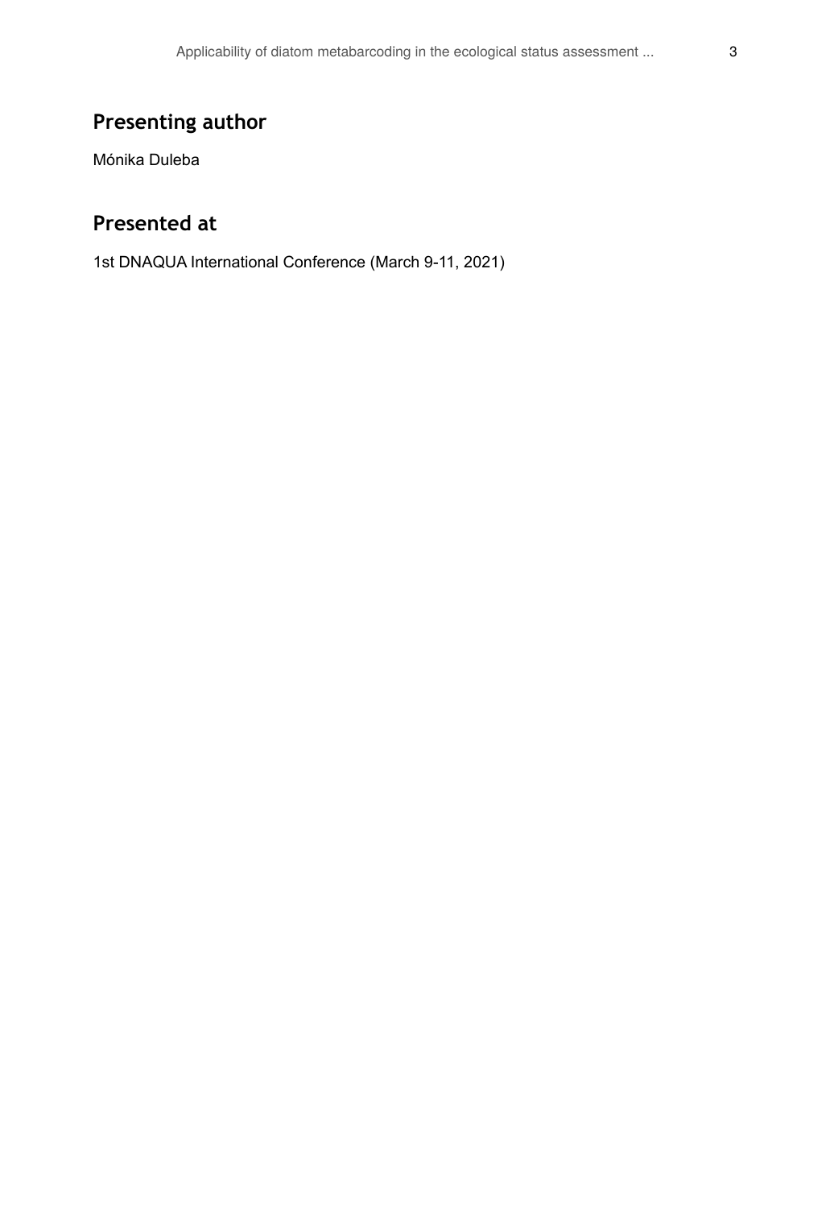## Presenting author

Mónika Duleba

## Presented at

1st DNAQUA International Conference (March 9-11, 2021)